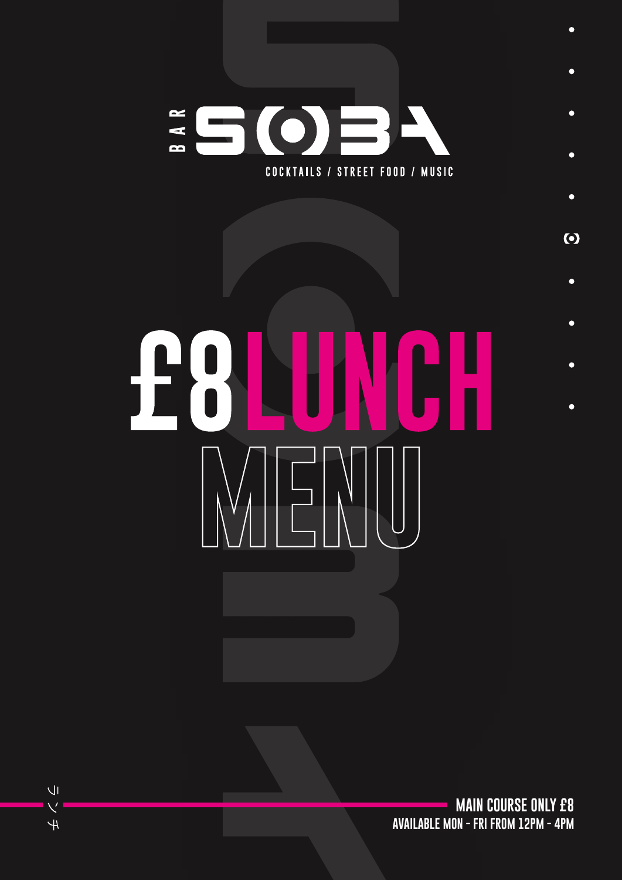BAR SOBA

COCKTAILS / STREET FOOD / MUSIC

# £8 LUNCH MENU

ランチ

**MAIN COURSE ONLY £8**

**AVAILABLE MON - FRI FROM 12PM - 4PM**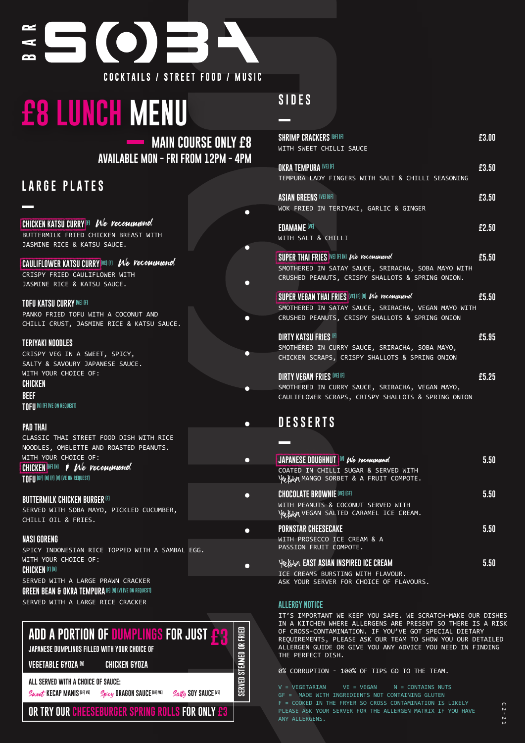# BAR SOBA

COCKTAILS / STREET FOOD / MUSIC

# £8 LUNCH MENU

## MAIN COURSE ONLY £8
## AVAILABLE MON - FRI FROM 12PM - 4PM

## LARGE PLATES

**CHICKEN KATSU CURRY** (F) *We recommend*
BUTTERMILK FRIED CHICKEN BREAST WITH JASMINE RICE & KATSU SAUCE.

**CAULIFLOWER KATSU CURRY** (VE) (F) *We recommend*
CRISPY FRIED CAULIFLOWER WITH JASMINE RICE & KATSU SAUCE.

**TOFU KATSU CURRY** (VE) (F)
PANKO FRIED TOFU WITH A COCONUT AND CHILLI CRUST, JASMINE RICE & KATSU SAUCE.

**TERIYAKI NOODLES**
CRISPY VEG IN A SWEET, SPICY, SALTY & SAVOURY JAPANESE SAUCE.
WITH YOUR CHOICE OF:
- **CHICKEN**
- **BEEF**
- **TOFU** (V) (F) (VE ON REQUEST)

**PAD THAI**
CLASSIC THAI STREET FOOD DISH WITH RICE NOODLES, OMELETTE AND ROASTED PEANUTS.
WITH YOUR CHOICE OF:
- **CHICKEN** (GF) (N) *We recommend*
- **TOFU** (GF) (N) (F) (V) (VE ON REQUEST)

**BUTTERMILK CHICKEN BURGER** (F)
SERVED WITH SOBA MAYO, PICKLED CUCUMBER, CHILLI OIL & FRIES.

**NASI GORENG**
SPICY INDONESIAN RICE TOPPED WITH A SAMBAL EGG.
WITH YOUR CHOICE OF:
- **CHICKEN** (F) (N)
  SERVED WITH A LARGE PRAWN CRACKER
- **GREEN BEAN & OKRA TEMPURA** (F) (N) (V) (VE ON REQUEST)
  SERVED WITH A LARGE RICE CRACKER

### ADD A PORTION OF DUMPLINGS FOR JUST £3

JAPANESE DUMPLINGS FILLED WITH YOUR CHOICE OF
- VEGETABLE GYOZA (V)
- CHICKEN GYOZA

SERVED STEAMED OR FRIED

ALL SERVED WITH A CHOICE OF SAUCE:
*Sweet* KECAP MANIS (GF) (VE) — *Spicy* DRAGON SAUCE (GF) (VE) — *Salty* SOY SAUCE (VE)

### OR TRY OUR CHEESEBURGER SPRING ROLLS FOR ONLY £3

## SIDES

| | |
|---|---|
| **SHRIMP CRACKERS** (GF) (F)<br>WITH SWEET CHILLI SAUCE | £3.00 |
| **OKRA TEMPURA** (VE) (F)<br>TEMPURA LADY FINGERS WITH SALT & CHILLI SEASONING | £3.50 |
| **ASIAN GREENS** (VE) (GF)<br>WOK FRIED IN TERIYAKI, GARLIC & GINGER | £3.50 |
| **EDAMAME** (VE)<br>WITH SALT & CHILLI | £2.50 |
| **SUPER THAI FRIES** (VE) (F) (N) *We recommend*<br>SMOTHERED IN SATAY SAUCE, SRIRACHA, SOBA MAYO WITH CRUSHED PEANUTS, CRISPY SHALLOTS & SPRING ONION. | £5.50 |
| **SUPER VEGAN THAI FRIES** (VE) (F) (N) *We recommend*<br>SMOTHERED IN SATAY SAUCE, SRIRACHA, VEGAN MAYO WITH CRUSHED PEANUTS, CRISPY SHALLOTS & SPRING ONION | £5.50 |
| **DIRTY KATSU FRIES** (F)<br>SMOTHERED IN CURRY SAUCE, SRIRACHA, SOBA MAYO, CHICKEN SCRAPS, CRISPY SHALLOTS & SPRING ONION | £5.95 |
| **DIRTY VEGAN FRIES** (VE) (F)<br>SMOTHERED IN CURRY SAUCE, SRIRACHA, VEGAN MAYO, CAULIFLOWER SCRAPS, CRISPY SHALLOTS & SPRING ONION | £5.25 |

## DESSERTS

| | |
|---|---|
| **JAPANESE DOUGHNUT** (V) *We recommend*<br>COATED IN CHILLI SUGAR & SERVED WITH Yee Kwan MANGO SORBET & A FRUIT COMPOTE. | 5.50 |
| **CHOCOLATE BROWNIE** (VE) (GF)<br>WITH PEANUTS & COCONUT SERVED WITH Yee Kwan VEGAN SALTED CARAMEL ICE CREAM. | 5.50 |
| **PORNSTAR CHEESECAKE**<br>WITH PROSECCO ICE CREAM & A PASSION FRUIT COMPOTE. | 5.50 |
| **Yee Kwan EAST ASIAN INSPIRED ICE CREAM**<br>ICE CREAMS BURSTING WITH FLAVOUR. ASK YOUR SERVER FOR CHOICE OF FLAVOURS. | 5.50 |

### ALLERGY NOTICE

IT'S IMPORTANT WE KEEP YOU SAFE. WE SCRATCH-MAKE OUR DISHES IN A KITCHEN WHERE ALLERGENS ARE PRESENT SO THERE IS A RISK OF CROSS-CONTAMINATION. IF YOU'VE GOT SPECIAL DIETARY REQUIREMENTS, PLEASE ASK OUR TEAM TO SHOW YOU OUR DETAILED ALLERGEN GUIDE OR GIVE YOU ANY ADVICE YOU NEED IN FINDING THE PERFECT DISH.

0% CORRUPTION - 100% OF TIPS GO TO THE TEAM.

V = VEGETARIAN VE = VEGAN N = CONTAINS NUTS
GF = MADE WITH INGREDIENTS NOT CONTAINING GLUTEN
F = COOKED IN THE FRYER SO CROSS CONTAMINATION IS LIKELY
PLEASE ASK YOUR SERVER FOR THE ALLERGEN MATRIX IF YOU HAVE ANY ALLERGENS.

C2-21